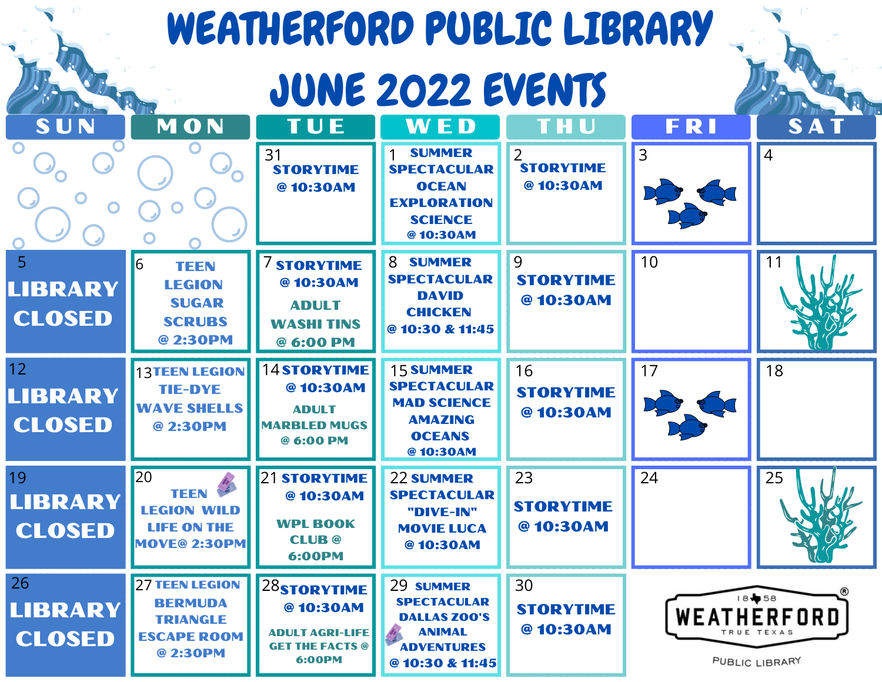# WEATHERFORD PUBLIC LIBRARY

# JUNE 2022 EVENTS

| SUN | MON | TUE | WED | THU | FRI | SAT |
|---|---|---|---|---|---|---|
| | | 31 STORYTIME @ 10:30AM | 1 SUMMER SPECTACULAR OCEAN EXPLORATION SCIENCE @ 10:30AM | 2 STORYTIME @ 10:30AM | 3 | 4 |
| 5 LIBRARY CLOSED | 6 TEEN LEGION SUGAR SCRUBS @ 2:30PM | 7 STORYTIME @ 10:30AM<br>ADULT WASHI TINS @ 6:00 PM | 8 SUMMER SPECTACULAR DAVID CHICKEN @ 10:30 & 11:45 | 9 STORYTIME @ 10:30AM | 10 | 11 |
| 12 LIBRARY CLOSED | 13 TEEN LEGION TIE-DYE WAVE SHELLS @ 2:30PM | 14 STORYTIME @ 10:30AM<br>ADULT MARBLED MUGS @ 6:00 PM | 15 SUMMER SPECTACULAR MAD SCIENCE AMAZING OCEANS @ 10:30AM | 16 STORYTIME @ 10:30AM | 17 | 18 |
| 19 LIBRARY CLOSED | 20 TEEN LEGION WILD LIFE ON THE MOVE@ 2:30PM | 21 STORYTIME @ 10:30AM<br>WPL BOOK CLUB @ 6:00PM | 22 SUMMER SPECTACULAR "DIVE-IN" MOVIE LUCA @ 10:30AM | 23 STORYTIME @ 10:30AM | 24 | 25 |
| 26 LIBRARY CLOSED | 27 TEEN LEGION BERMUDA TRIANGLE ESCAPE ROOM @ 2:30PM | 28 STORYTIME @ 10:30AM<br>ADULT AGRI-LIFE GET THE FACTS @ 6:00PM | 29 SUMMER SPECTACULAR DALLAS ZOO'S ANIMAL ADVENTURES @ 10:30 & 11:45 | 30 STORYTIME @ 10:30AM | | |

1858 WEATHERFORD TRUE TEXAS

PUBLIC LIBRARY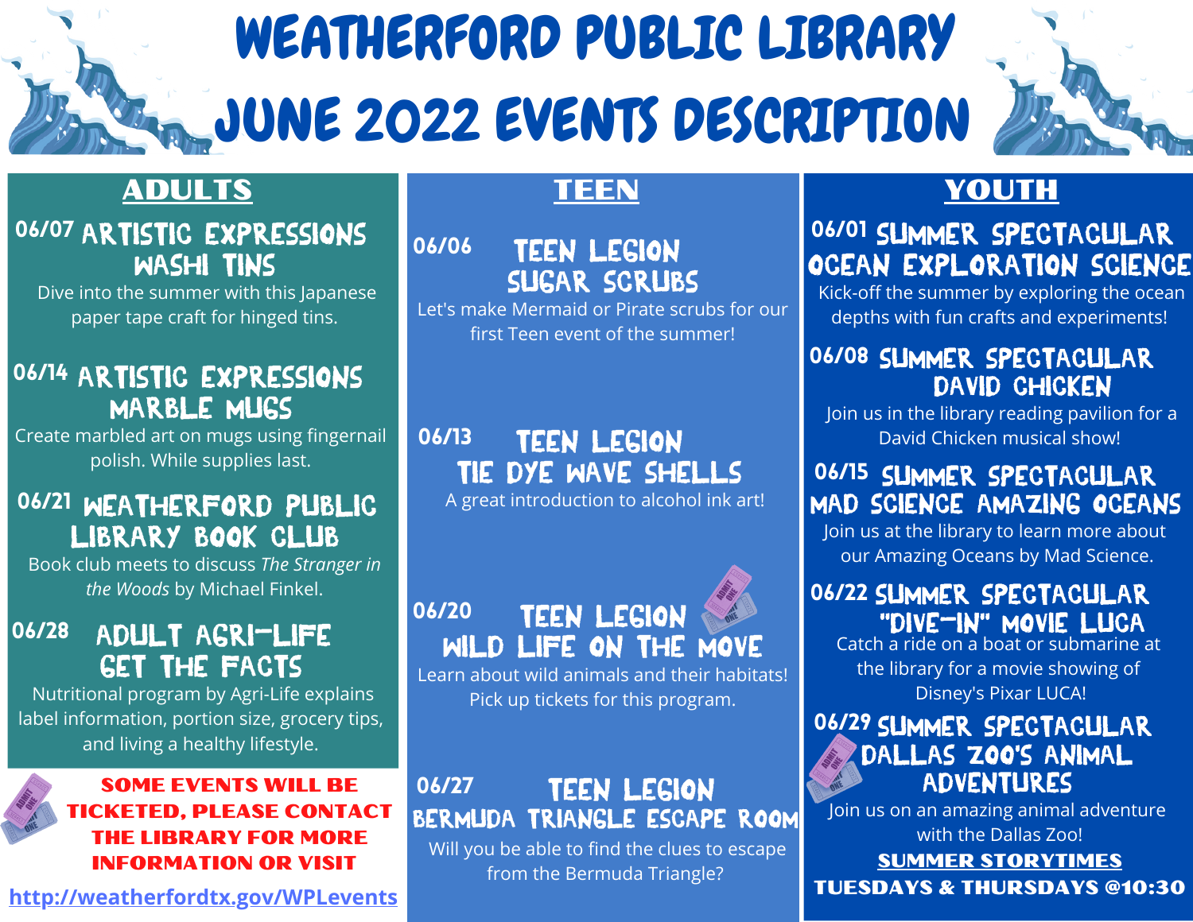# WEATHERFORD PUBLIC LIBRARY JUNE 2022 EVENTS DESCRIPTION

## ADULTS

### 06/07 ARTISTIC EXPRESSIONS WASHI TINS

Dive into the summer with this Japanese paper tape craft for hinged tins.

### 06/14 ARTISTIC EXPRESSIONS MARBLE MUGS

Create marbled art on mugs using fingernail polish. While supplies last.

### 06/21 WEATHERFORD PUBLIC LIBRARY BOOK CLUB

Book club meets to discuss *The Stranger in the Woods* by Michael Finkel.

### 06/28 ADULT AGRI-LIFE GET THE FACTS

Nutritional program by Agri-Life explains label information, portion size, grocery tips, and living a healthy lifestyle.

**SOME EVENTS WILL BE TICKETED, PLEASE CONTACT THE LIBRARY FOR MORE INFORMATION OR VISIT**

http://weatherfordtx.gov/WPLevents

## TEEN

### 06/06 TEEN LEGION SUGAR SCRUBS

Let's make Mermaid or Pirate scrubs for our first Teen event of the summer!

### 06/13 TEEN LEGION TIE DYE WAVE SHELLS

A great introduction to alcohol ink art!

### 06/20 TEEN LEGION WILD LIFE ON THE MOVE

Learn about wild animals and their habitats! Pick up tickets for this program.

### 06/27 TEEN LEGION BERMUDA TRIANGLE ESCAPE ROOM

Will you be able to find the clues to escape from the Bermuda Triangle?

## YOUTH

### 06/01 SUMMER SPECTACULAR OCEAN EXPLORATION SCIENCE

Kick-off the summer by exploring the ocean depths with fun crafts and experiments!

### 06/08 SUMMER SPECTACULAR DAVID CHICKEN

Join us in the library reading pavilion for a David Chicken musical show!

### 06/15 SUMMER SPECTACULAR MAD SCIENCE AMAZING OCEANS

Join us at the library to learn more about our Amazing Oceans by Mad Science.

### 06/22 SUMMER SPECTACULAR "DIVE-IN" MOVIE LUCA

Catch a ride on a boat or submarine at the library for a movie showing of Disney's Pixar LUCA!

### 06/29 SUMMER SPECTACULAR DALLAS ZOO'S ANIMAL ADVENTURES

Join us on an amazing animal adventure with the Dallas Zoo!

**SUMMER STORYTIMES**

**TUESDAYS & THURSDAYS @10:30**